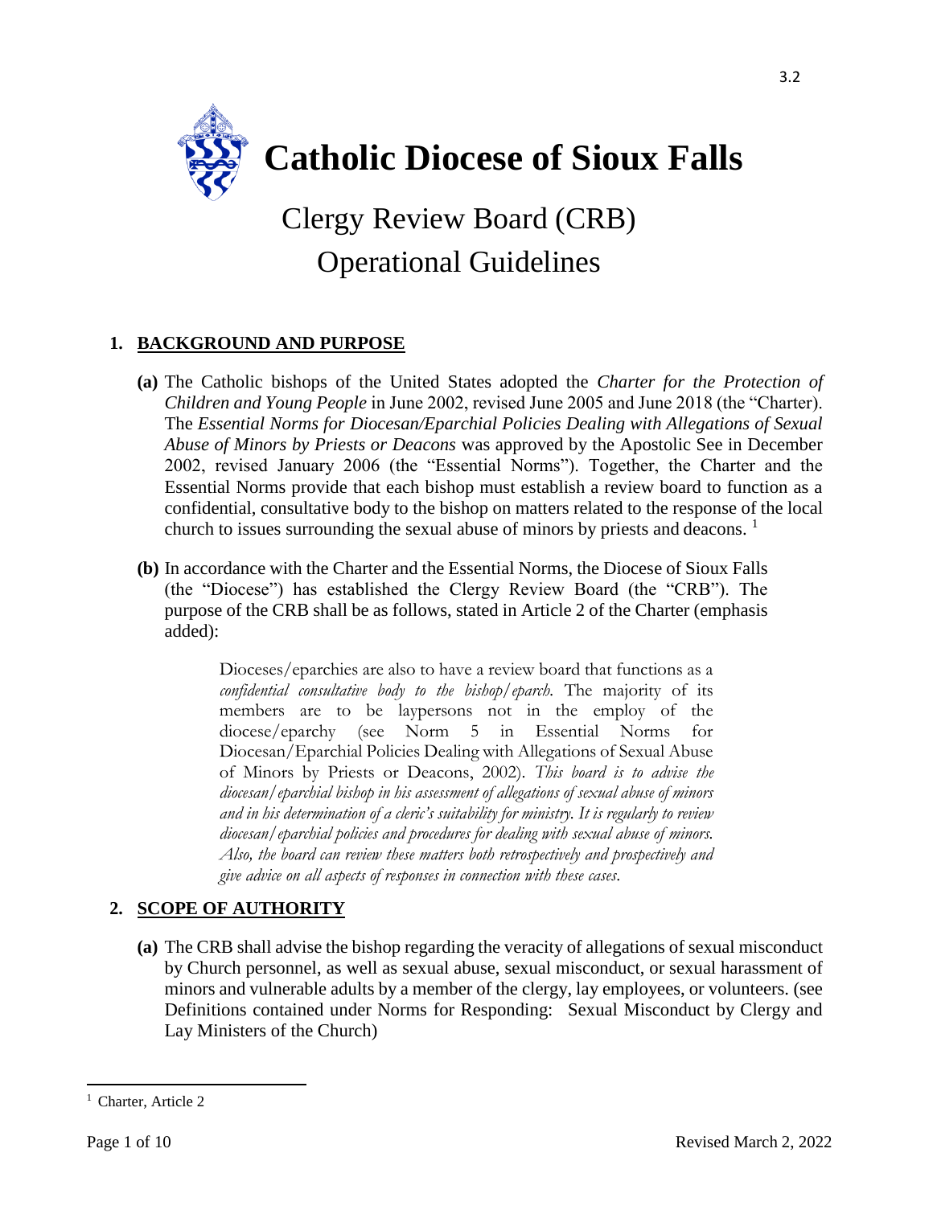# Catholic Diocese of Sioux Falls

## Clergy Review Board (CRB) Operational Guidelines

### 1. BACKGROUND AND PURPOSE

**(a)** The Catholic bishops of the United States adopted the *Charter for the Protection of Children and Young People* in June 2002, revised June 2005 and June 2018 (the "Charter). The *Essential Norms for Diocesan/Eparchial Policies Dealing with Allegations of Sexual Abuse of Minors by Priests or Deacons* was approved by the Apostolic See in December 2002, revised January 2006 (the "Essential Norms"). Together, the Charter and the Essential Norms provide that each bishop must establish a review board to function as a confidential, consultative body to the bishop on matters related to the response of the local church to issues surrounding the sexual abuse of minors by priests and deacons. [1]

**(b)** In accordance with the Charter and the Essential Norms, the Diocese of Sioux Falls (the "Diocese") has established the Clergy Review Board (the "CRB"). The purpose of the CRB shall be as follows, stated in Article 2 of the Charter (emphasis added):

> Dioceses/eparchies are also to have a review board that functions as a *confidential consultative body to the bishop/eparch.* The majority of its members are to be laypersons not in the employ of the diocese/eparchy (see Norm 5 in Essential Norms for Diocesan/Eparchial Policies Dealing with Allegations of Sexual Abuse of Minors by Priests or Deacons, 2002). *This board is to advise the diocesan/eparchial bishop in his assessment of allegations of sexual abuse of minors and in his determination of a cleric's suitability for ministry. It is regularly to review diocesan/eparchial policies and procedures for dealing with sexual abuse of minors. Also, the board can review these matters both retrospectively and prospectively and give advice on all aspects of responses in connection with these cases.*

### 2. SCOPE OF AUTHORITY

**(a)** The CRB shall advise the bishop regarding the veracity of allegations of sexual misconduct by Church personnel, as well as sexual abuse, sexual misconduct, or sexual harassment of minors and vulnerable adults by a member of the clergy, lay employees, or volunteers. (see Definitions contained under Norms for Responding: Sexual Misconduct by Clergy and Lay Ministers of the Church)

---

[1] Charter, Article 2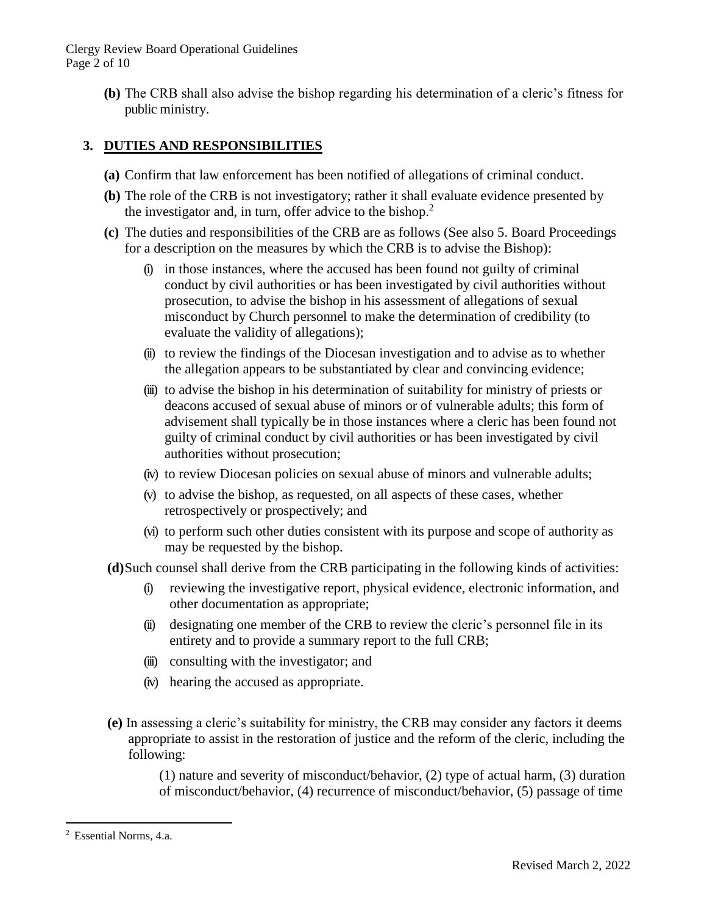**(b)** The CRB shall also advise the bishop regarding his determination of a cleric's fitness for public ministry.

## 3. DUTIES AND RESPONSIBILITIES

**(a)** Confirm that law enforcement has been notified of allegations of criminal conduct.

**(b)** The role of the CRB is not investigatory; rather it shall evaluate evidence presented by the investigator and, in turn, offer advice to the bishop.[2]

**(c)** The duties and responsibilities of the CRB are as follows (See also 5. Board Proceedings for a description on the measures by which the CRB is to advise the Bishop):

- (i) in those instances, where the accused has been found not guilty of criminal conduct by civil authorities or has been investigated by civil authorities without prosecution, to advise the bishop in his assessment of allegations of sexual misconduct by Church personnel to make the determination of credibility (to evaluate the validity of allegations);
- (ii) to review the findings of the Diocesan investigation and to advise as to whether the allegation appears to be substantiated by clear and convincing evidence;
- (iii) to advise the bishop in his determination of suitability for ministry of priests or deacons accused of sexual abuse of minors or of vulnerable adults; this form of advisement shall typically be in those instances where a cleric has been found not guilty of criminal conduct by civil authorities or has been investigated by civil authorities without prosecution;
- (iv) to review Diocesan policies on sexual abuse of minors and vulnerable adults;
- (v) to advise the bishop, as requested, on all aspects of these cases, whether retrospectively or prospectively; and
- (vi) to perform such other duties consistent with its purpose and scope of authority as may be requested by the bishop.

**(d)** Such counsel shall derive from the CRB participating in the following kinds of activities:

- (i) reviewing the investigative report, physical evidence, electronic information, and other documentation as appropriate;
- (ii) designating one member of the CRB to review the cleric's personnel file in its entirety and to provide a summary report to the full CRB;
- (iii) consulting with the investigator; and
- (iv) hearing the accused as appropriate.

**(e)** In assessing a cleric's suitability for ministry, the CRB may consider any factors it deems appropriate to assist in the restoration of justice and the reform of the cleric, including the following:

(1) nature and severity of misconduct/behavior, (2) type of actual harm, (3) duration of misconduct/behavior, (4) recurrence of misconduct/behavior, (5) passage of time

---

[2] Essential Norms, 4.a.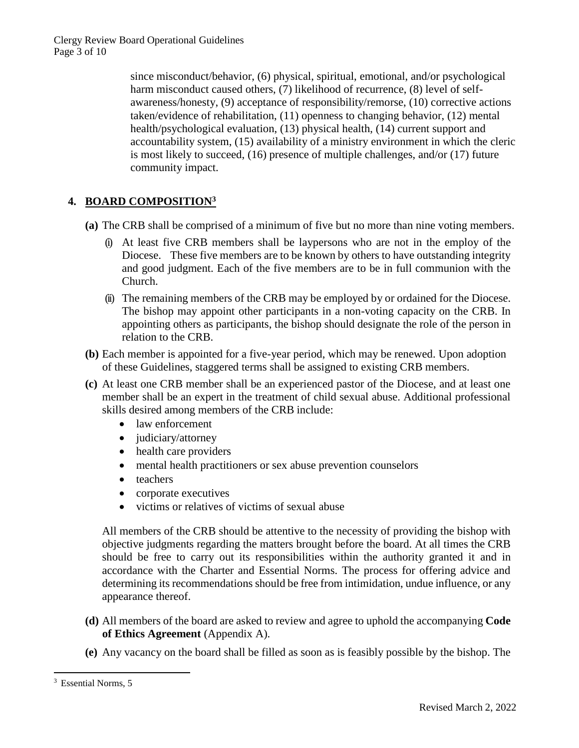since misconduct/behavior, (6) physical, spiritual, emotional, and/or psychological harm misconduct caused others, (7) likelihood of recurrence, (8) level of self-awareness/honesty, (9) acceptance of responsibility/remorse, (10) corrective actions taken/evidence of rehabilitation, (11) openness to changing behavior, (12) mental health/psychological evaluation, (13) physical health, (14) current support and accountability system, (15) availability of a ministry environment in which the cleric is most likely to succeed, (16) presence of multiple challenges, and/or (17) future community impact.

## 4. BOARD COMPOSITION[3]

**(a)** The CRB shall be comprised of a minimum of five but no more than nine voting members.

(i) At least five CRB members shall be laypersons who are not in the employ of the Diocese. These five members are to be known by others to have outstanding integrity and good judgment. Each of the five members are to be in full communion with the Church.

(ii) The remaining members of the CRB may be employed by or ordained for the Diocese. The bishop may appoint other participants in a non-voting capacity on the CRB. In appointing others as participants, the bishop should designate the role of the person in relation to the CRB.

**(b)** Each member is appointed for a five-year period, which may be renewed. Upon adoption of these Guidelines, staggered terms shall be assigned to existing CRB members.

**(c)** At least one CRB member shall be an experienced pastor of the Diocese, and at least one member shall be an expert in the treatment of child sexual abuse. Additional professional skills desired among members of the CRB include:

- law enforcement
- judiciary/attorney
- health care providers
- mental health practitioners or sex abuse prevention counselors
- teachers
- corporate executives
- victims or relatives of victims of sexual abuse

All members of the CRB should be attentive to the necessity of providing the bishop with objective judgments regarding the matters brought before the board. At all times the CRB should be free to carry out its responsibilities within the authority granted it and in accordance with the Charter and Essential Norms. The process for offering advice and determining its recommendations should be free from intimidation, undue influence, or any appearance thereof.

**(d)** All members of the board are asked to review and agree to uphold the accompanying **Code of Ethics Agreement** (Appendix A).

**(e)** Any vacancy on the board shall be filled as soon as is feasibly possible by the bishop. The

[3] Essential Norms, 5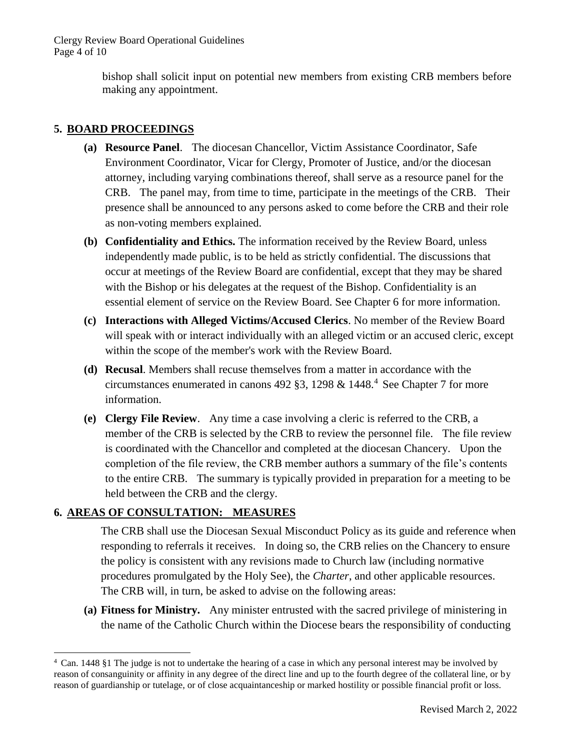bishop shall solicit input on potential new members from existing CRB members before making any appointment.

## 5. BOARD PROCEEDINGS

**(a) Resource Panel**. The diocesan Chancellor, Victim Assistance Coordinator, Safe Environment Coordinator, Vicar for Clergy, Promoter of Justice, and/or the diocesan attorney, including varying combinations thereof, shall serve as a resource panel for the CRB. The panel may, from time to time, participate in the meetings of the CRB. Their presence shall be announced to any persons asked to come before the CRB and their role as non-voting members explained.

**(b) Confidentiality and Ethics.** The information received by the Review Board, unless independently made public, is to be held as strictly confidential. The discussions that occur at meetings of the Review Board are confidential, except that they may be shared with the Bishop or his delegates at the request of the Bishop. Confidentiality is an essential element of service on the Review Board. See Chapter 6 for more information.

**(c) Interactions with Alleged Victims/Accused Clerics**. No member of the Review Board will speak with or interact individually with an alleged victim or an accused cleric, except within the scope of the member's work with the Review Board.

**(d) Recusal**. Members shall recuse themselves from a matter in accordance with the circumstances enumerated in canons 492 §3, 1298 & 1448.[4] See Chapter 7 for more information.

**(e) Clergy File Review**. Any time a case involving a cleric is referred to the CRB, a member of the CRB is selected by the CRB to review the personnel file. The file review is coordinated with the Chancellor and completed at the diocesan Chancery. Upon the completion of the file review, the CRB member authors a summary of the file's contents to the entire CRB. The summary is typically provided in preparation for a meeting to be held between the CRB and the clergy.

## 6. AREAS OF CONSULTATION: MEASURES

The CRB shall use the Diocesan Sexual Misconduct Policy as its guide and reference when responding to referrals it receives. In doing so, the CRB relies on the Chancery to ensure the policy is consistent with any revisions made to Church law (including normative procedures promulgated by the Holy See), the *Charter,* and other applicable resources. The CRB will, in turn, be asked to advise on the following areas:

**(a) Fitness for Ministry.** Any minister entrusted with the sacred privilege of ministering in the name of the Catholic Church within the Diocese bears the responsibility of conducting

---

[4] Can. 1448 §1 The judge is not to undertake the hearing of a case in which any personal interest may be involved by reason of consanguinity or affinity in any degree of the direct line and up to the fourth degree of the collateral line, or by reason of guardianship or tutelage, or of close acquaintanceship or marked hostility or possible financial profit or loss.

Revised March 2, 2022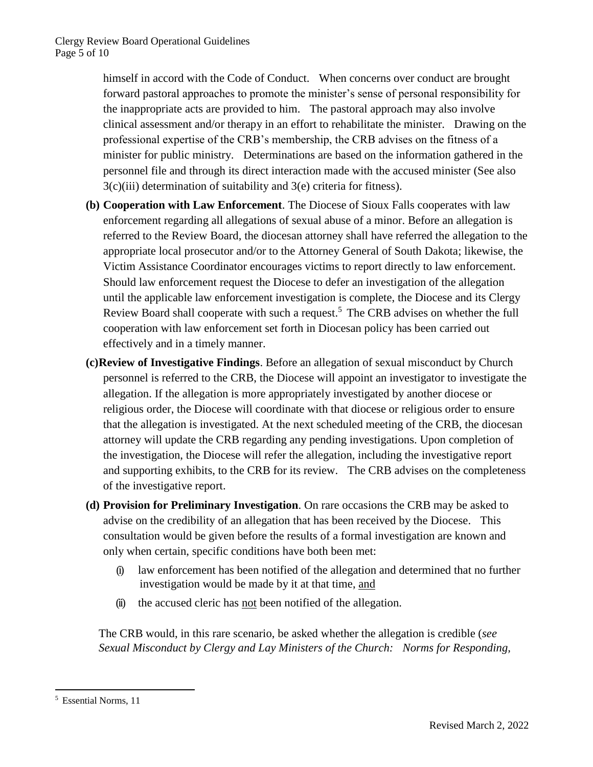himself in accord with the Code of Conduct. When concerns over conduct are brought forward pastoral approaches to promote the minister's sense of personal responsibility for the inappropriate acts are provided to him. The pastoral approach may also involve clinical assessment and/or therapy in an effort to rehabilitate the minister. Drawing on the professional expertise of the CRB's membership, the CRB advises on the fitness of a minister for public ministry. Determinations are based on the information gathered in the personnel file and through its direct interaction made with the accused minister (See also 3(c)(iii) determination of suitability and 3(e) criteria for fitness).

**(b) Cooperation with Law Enforcement**. The Diocese of Sioux Falls cooperates with law enforcement regarding all allegations of sexual abuse of a minor. Before an allegation is referred to the Review Board, the diocesan attorney shall have referred the allegation to the appropriate local prosecutor and/or to the Attorney General of South Dakota; likewise, the Victim Assistance Coordinator encourages victims to report directly to law enforcement. Should law enforcement request the Diocese to defer an investigation of the allegation until the applicable law enforcement investigation is complete, the Diocese and its Clergy Review Board shall cooperate with such a request.[5] The CRB advises on whether the full cooperation with law enforcement set forth in Diocesan policy has been carried out effectively and in a timely manner.

**(c) Review of Investigative Findings**. Before an allegation of sexual misconduct by Church personnel is referred to the CRB, the Diocese will appoint an investigator to investigate the allegation. If the allegation is more appropriately investigated by another diocese or religious order, the Diocese will coordinate with that diocese or religious order to ensure that the allegation is investigated. At the next scheduled meeting of the CRB, the diocesan attorney will update the CRB regarding any pending investigations. Upon completion of the investigation, the Diocese will refer the allegation, including the investigative report and supporting exhibits, to the CRB for its review. The CRB advises on the completeness of the investigative report.

**(d) Provision for Preliminary Investigation**. On rare occasions the CRB may be asked to advise on the credibility of an allegation that has been received by the Diocese. This consultation would be given before the results of a formal investigation are known and only when certain, specific conditions have both been met:

(i) law enforcement has been notified of the allegation and determined that no further investigation would be made by it at that time, <u>and</u>

(ii) the accused cleric has <u>not</u> been notified of the allegation.

The CRB would, in this rare scenario, be asked whether the allegation is credible (*see Sexual Misconduct by Clergy and Lay Ministers of the Church: Norms for Responding,*

[5] Essential Norms, 11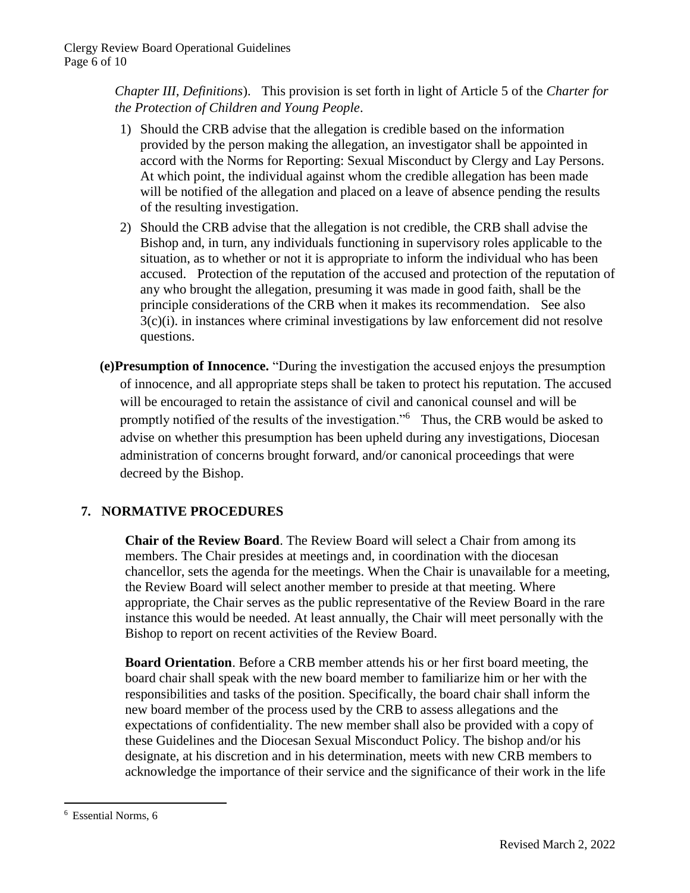*Chapter III, Definitions*). This provision is set forth in light of Article 5 of the *Charter for the Protection of Children and Young People*.

1) Should the CRB advise that the allegation is credible based on the information provided by the person making the allegation, an investigator shall be appointed in accord with the Norms for Reporting: Sexual Misconduct by Clergy and Lay Persons. At which point, the individual against whom the credible allegation has been made will be notified of the allegation and placed on a leave of absence pending the results of the resulting investigation.
2) Should the CRB advise that the allegation is not credible, the CRB shall advise the Bishop and, in turn, any individuals functioning in supervisory roles applicable to the situation, as to whether or not it is appropriate to inform the individual who has been accused. Protection of the reputation of the accused and protection of the reputation of any who brought the allegation, presuming it was made in good faith, shall be the principle considerations of the CRB when it makes its recommendation. See also 3(c)(i). in instances where criminal investigations by law enforcement did not resolve questions.

**(e) Presumption of Innocence.** "During the investigation the accused enjoys the presumption of innocence, and all appropriate steps shall be taken to protect his reputation. The accused will be encouraged to retain the assistance of civil and canonical counsel and will be promptly notified of the results of the investigation."[6] Thus, the CRB would be asked to advise on whether this presumption has been upheld during any investigations, Diocesan administration of concerns brought forward, and/or canonical proceedings that were decreed by the Bishop.

## 7. NORMATIVE PROCEDURES

**Chair of the Review Board**. The Review Board will select a Chair from among its members. The Chair presides at meetings and, in coordination with the diocesan chancellor, sets the agenda for the meetings. When the Chair is unavailable for a meeting, the Review Board will select another member to preside at that meeting. Where appropriate, the Chair serves as the public representative of the Review Board in the rare instance this would be needed. At least annually, the Chair will meet personally with the Bishop to report on recent activities of the Review Board.

**Board Orientation**. Before a CRB member attends his or her first board meeting, the board chair shall speak with the new board member to familiarize him or her with the responsibilities and tasks of the position. Specifically, the board chair shall inform the new board member of the process used by the CRB to assess allegations and the expectations of confidentiality. The new member shall also be provided with a copy of these Guidelines and the Diocesan Sexual Misconduct Policy. The bishop and/or his designate, at his discretion and in his determination, meets with new CRB members to acknowledge the importance of their service and the significance of their work in the life

[6] Essential Norms, 6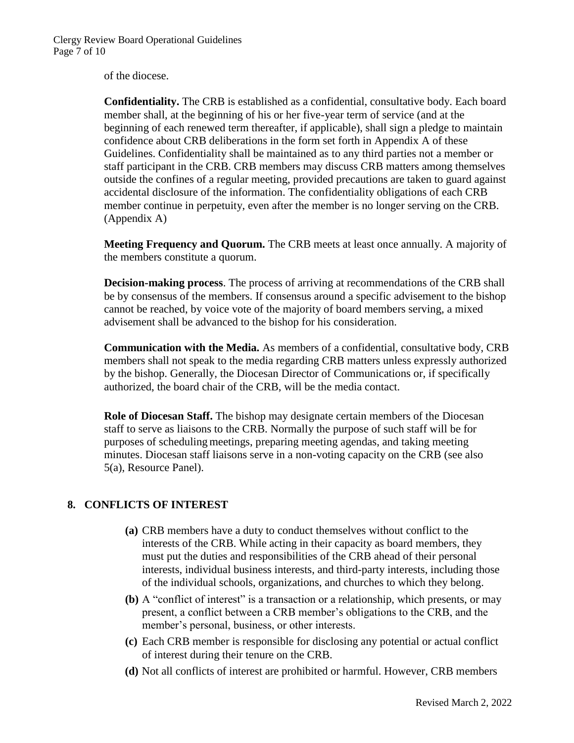of the diocese.

**Confidentiality.** The CRB is established as a confidential, consultative body. Each board member shall, at the beginning of his or her five-year term of service (and at the beginning of each renewed term thereafter, if applicable), shall sign a pledge to maintain confidence about CRB deliberations in the form set forth in Appendix A of these Guidelines. Confidentiality shall be maintained as to any third parties not a member or staff participant in the CRB. CRB members may discuss CRB matters among themselves outside the confines of a regular meeting, provided precautions are taken to guard against accidental disclosure of the information. The confidentiality obligations of each CRB member continue in perpetuity, even after the member is no longer serving on the CRB. (Appendix A)

**Meeting Frequency and Quorum.** The CRB meets at least once annually. A majority of the members constitute a quorum.

**Decision-making process**. The process of arriving at recommendations of the CRB shall be by consensus of the members. If consensus around a specific advisement to the bishop cannot be reached, by voice vote of the majority of board members serving, a mixed advisement shall be advanced to the bishop for his consideration.

**Communication with the Media.** As members of a confidential, consultative body, CRB members shall not speak to the media regarding CRB matters unless expressly authorized by the bishop. Generally, the Diocesan Director of Communications or, if specifically authorized, the board chair of the CRB, will be the media contact.

**Role of Diocesan Staff.** The bishop may designate certain members of the Diocesan staff to serve as liaisons to the CRB. Normally the purpose of such staff will be for purposes of scheduling meetings, preparing meeting agendas, and taking meeting minutes. Diocesan staff liaisons serve in a non-voting capacity on the CRB (see also 5(a), Resource Panel).

## 8. CONFLICTS OF INTEREST

- **(a)** CRB members have a duty to conduct themselves without conflict to the interests of the CRB. While acting in their capacity as board members, they must put the duties and responsibilities of the CRB ahead of their personal interests, individual business interests, and third-party interests, including those of the individual schools, organizations, and churches to which they belong.
- **(b)** A "conflict of interest" is a transaction or a relationship, which presents, or may present, a conflict between a CRB member's obligations to the CRB, and the member's personal, business, or other interests.
- **(c)** Each CRB member is responsible for disclosing any potential or actual conflict of interest during their tenure on the CRB.
- **(d)** Not all conflicts of interest are prohibited or harmful. However, CRB members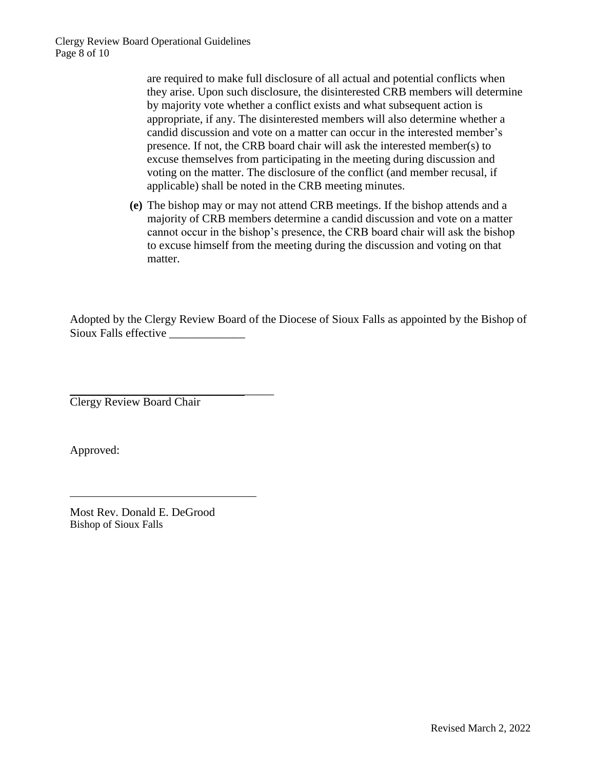are required to make full disclosure of all actual and potential conflicts when they arise. Upon such disclosure, the disinterested CRB members will determine by majority vote whether a conflict exists and what subsequent action is appropriate, if any. The disinterested members will also determine whether a candid discussion and vote on a matter can occur in the interested member's presence. If not, the CRB board chair will ask the interested member(s) to excuse themselves from participating in the meeting during discussion and voting on the matter. The disclosure of the conflict (and member recusal, if applicable) shall be noted in the CRB meeting minutes.

**(e)** The bishop may or may not attend CRB meetings. If the bishop attends and a majority of CRB members determine a candid discussion and vote on a matter cannot occur in the bishop's presence, the CRB board chair will ask the bishop to excuse himself from the meeting during the discussion and voting on that matter.

Adopted by the Clergy Review Board of the Diocese of Sioux Falls as appointed by the Bishop of Sioux Falls effective _____________

_______________________________________

Clergy Review Board Chair

Approved:

_______________________________________

Most Rev. Donald E. DeGrood
Bishop of Sioux Falls

Revised March 2, 2022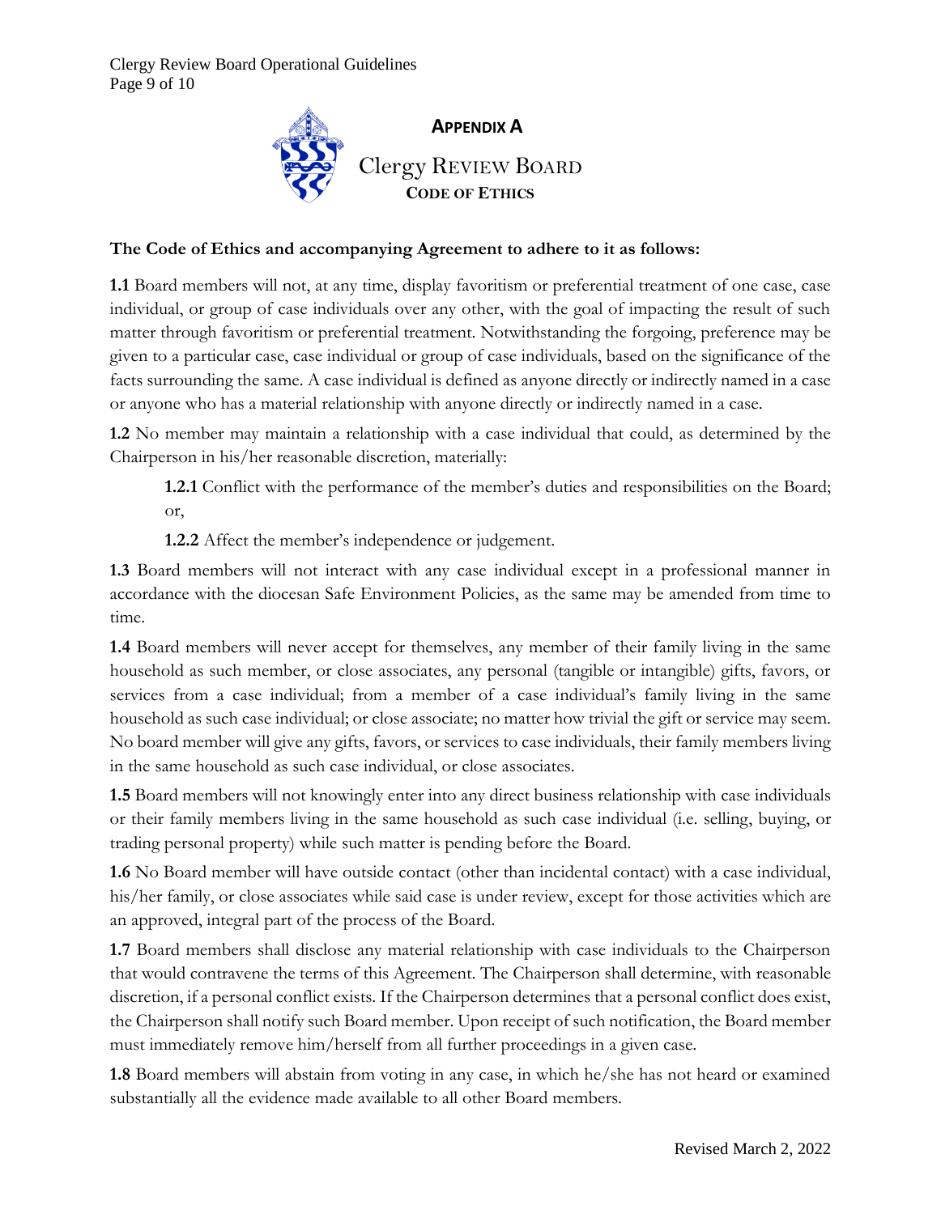# APPENDIX A

## Clergy REVIEW BOARD

### CODE OF ETHICS

**The Code of Ethics and accompanying Agreement to adhere to it as follows:**

**1.1** Board members will not, at any time, display favoritism or preferential treatment of one case, case individual, or group of case individuals over any other, with the goal of impacting the result of such matter through favoritism or preferential treatment. Notwithstanding the forgoing, preference may be given to a particular case, case individual or group of case individuals, based on the significance of the facts surrounding the same. A case individual is defined as anyone directly or indirectly named in a case or anyone who has a material relationship with anyone directly or indirectly named in a case.

**1.2** No member may maintain a relationship with a case individual that could, as determined by the Chairperson in his/her reasonable discretion, materially:

> **1.2.1** Conflict with the performance of the member's duties and responsibilities on the Board; or,
>
> **1.2.2** Affect the member's independence or judgement.

**1.3** Board members will not interact with any case individual except in a professional manner in accordance with the diocesan Safe Environment Policies, as the same may be amended from time to time.

**1.4** Board members will never accept for themselves, any member of their family living in the same household as such member, or close associates, any personal (tangible or intangible) gifts, favors, or services from a case individual; from a member of a case individual's family living in the same household as such case individual; or close associate; no matter how trivial the gift or service may seem. No board member will give any gifts, favors, or services to case individuals, their family members living in the same household as such case individual, or close associates.

**1.5** Board members will not knowingly enter into any direct business relationship with case individuals or their family members living in the same household as such case individual (i.e. selling, buying, or trading personal property) while such matter is pending before the Board.

**1.6** No Board member will have outside contact (other than incidental contact) with a case individual, his/her family, or close associates while said case is under review, except for those activities which are an approved, integral part of the process of the Board.

**1.7** Board members shall disclose any material relationship with case individuals to the Chairperson that would contravene the terms of this Agreement. The Chairperson shall determine, with reasonable discretion, if a personal conflict exists. If the Chairperson determines that a personal conflict does exist, the Chairperson shall notify such Board member. Upon receipt of such notification, the Board member must immediately remove him/herself from all further proceedings in a given case.

**1.8** Board members will abstain from voting in any case, in which he/she has not heard or examined substantially all the evidence made available to all other Board members.

Revised March 2, 2022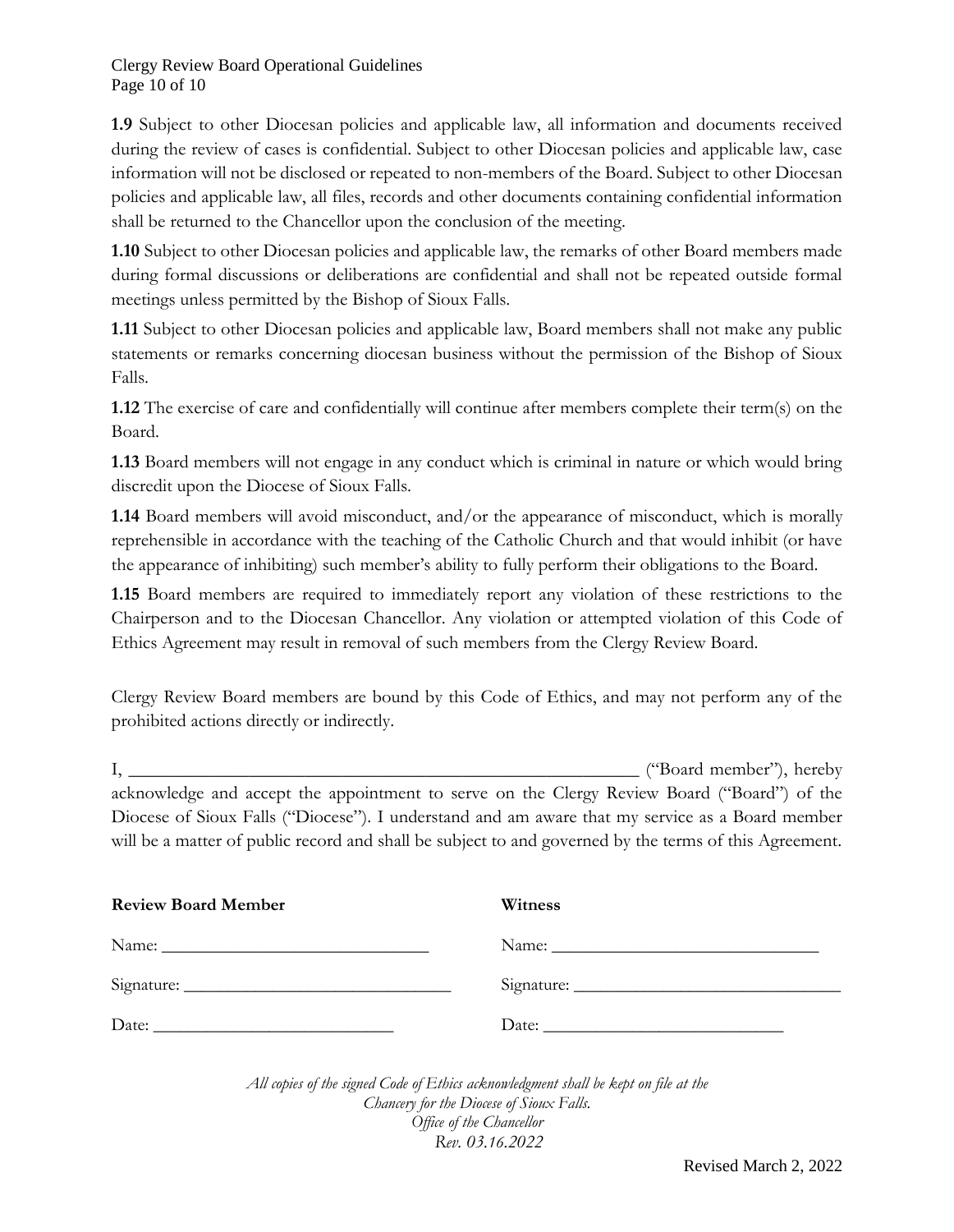**1.9** Subject to other Diocesan policies and applicable law, all information and documents received during the review of cases is confidential. Subject to other Diocesan policies and applicable law, case information will not be disclosed or repeated to non-members of the Board. Subject to other Diocesan policies and applicable law, all files, records and other documents containing confidential information shall be returned to the Chancellor upon the conclusion of the meeting.

**1.10** Subject to other Diocesan policies and applicable law, the remarks of other Board members made during formal discussions or deliberations are confidential and shall not be repeated outside formal meetings unless permitted by the Bishop of Sioux Falls.

**1.11** Subject to other Diocesan policies and applicable law, Board members shall not make any public statements or remarks concerning diocesan business without the permission of the Bishop of Sioux Falls.

**1.12** The exercise of care and confidentially will continue after members complete their term(s) on the Board.

**1.13** Board members will not engage in any conduct which is criminal in nature or which would bring discredit upon the Diocese of Sioux Falls.

**1.14** Board members will avoid misconduct, and/or the appearance of misconduct, which is morally reprehensible in accordance with the teaching of the Catholic Church and that would inhibit (or have the appearance of inhibiting) such member's ability to fully perform their obligations to the Board.

**1.15** Board members are required to immediately report any violation of these restrictions to the Chairperson and to the Diocesan Chancellor. Any violation or attempted violation of this Code of Ethics Agreement may result in removal of such members from the Clergy Review Board.

Clergy Review Board members are bound by this Code of Ethics, and may not perform any of the prohibited actions directly or indirectly.

I, ____________________________________________________________ ("Board member"), hereby acknowledge and accept the appointment to serve on the Clergy Review Board ("Board") of the Diocese of Sioux Falls ("Diocese"). I understand and am aware that my service as a Board member will be a matter of public record and shall be subject to and governed by the terms of this Agreement.

**Review Board Member**

Name: ________________________________

Signature: ________________________________

Date: ____________________________

**Witness**

Name: ________________________________

Signature: ________________________________

Date: ____________________________

*All copies of the signed Code of Ethics acknowledgment shall be kept on file at the Chancery for the Diocese of Sioux Falls.*
*Office of the Chancellor*
*Rev. 03.16.2022*

Revised March 2, 2022